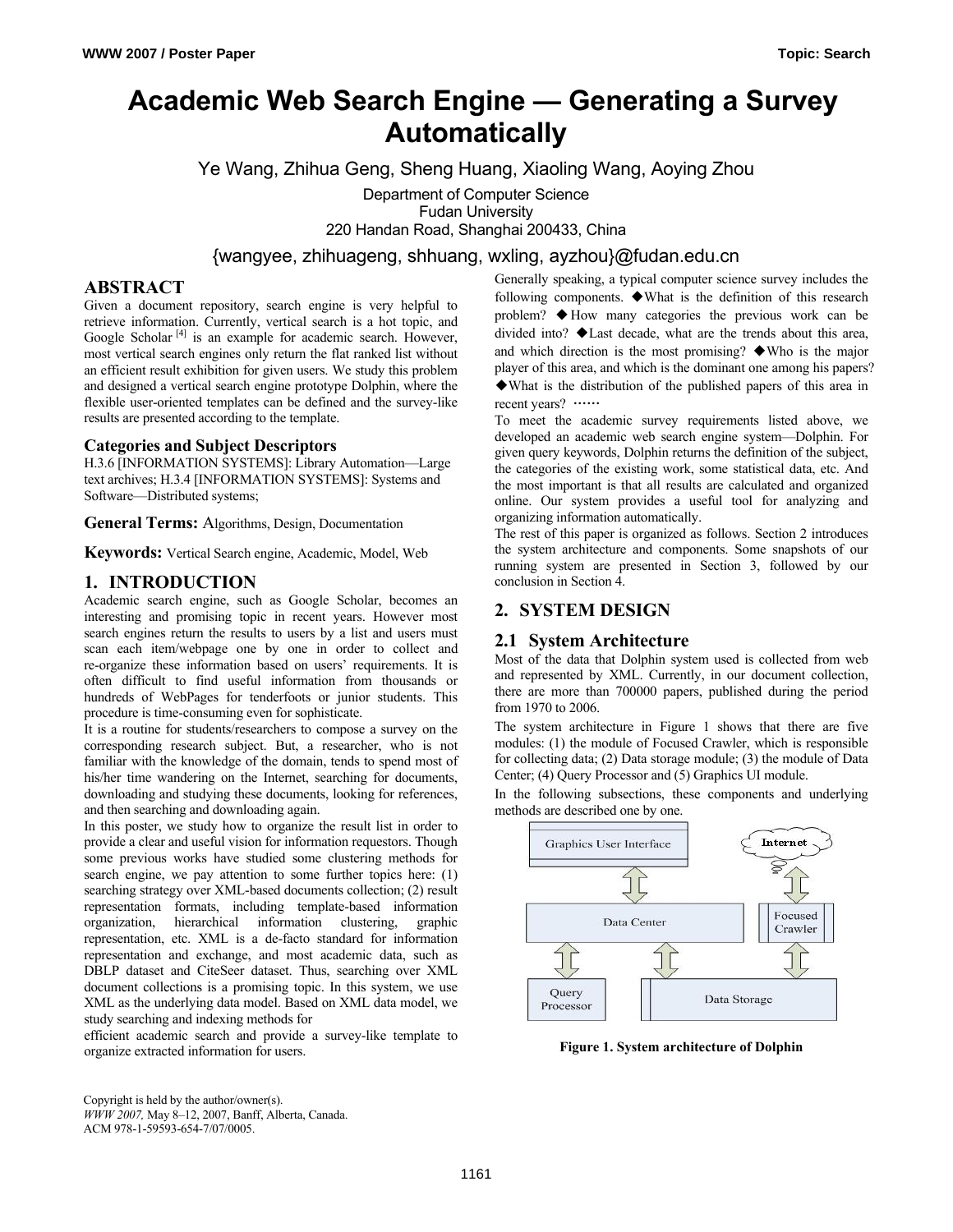# Academic Web Search Engine — Generating a Survey Automatically

Ye Wang, Zhihua Geng, Sheng Huang, Xiaoling Wang, Aoying Zhou

Department of Computer Science
Fudan University
220 Handan Road, Shanghai 200433, China

{wangyee, zhihuageng, shhuang, wxling, ayzhou}@fudan.edu.cn

## ABSTRACT

Given a document repository, search engine is very helpful to retrieve information. Currently, vertical search is a hot topic, and Google Scholar [4] is an example for academic search. However, most vertical search engines only return the flat ranked list without an efficient result exhibition for given users. We study this problem and designed a vertical search engine prototype Dolphin, where the flexible user-oriented templates can be defined and the survey-like results are presented according to the template.

### Categories and Subject Descriptors

H.3.6 [INFORMATION SYSTEMS]: Library Automation—Large text archives; H.3.4 [INFORMATION SYSTEMS]: Systems and Software—Distributed systems;

**General Terms:** Algorithms, Design, Documentation

**Keywords:** Vertical Search engine, Academic, Model, Web

## 1. INTRODUCTION

Academic search engine, such as Google Scholar, becomes an interesting and promising topic in recent years. However most search engines return the results to users by a list and users must scan each item/webpage one by one in order to collect and re-organize these information based on users' requirements. It is often difficult to find useful information from thousands or hundreds of WebPages for tenderfoots or junior students. This procedure is time-consuming even for sophisticate.

It is a routine for students/researchers to compose a survey on the corresponding research subject. But, a researcher, who is not familiar with the knowledge of the domain, tends to spend most of his/her time wandering on the Internet, searching for documents, downloading and studying these documents, looking for references, and then searching and downloading again.

In this poster, we study how to organize the result list in order to provide a clear and useful vision for information requestors. Though some previous works have studied some clustering methods for search engine, we pay attention to some further topics here: (1) searching strategy over XML-based documents collection; (2) result representation formats, including template-based information organization, hierarchical information clustering, graphic representation, etc. XML is a de-facto standard for information representation and exchange, and most academic data, such as DBLP dataset and CiteSeer dataset. Thus, searching over XML document collections is a promising topic. In this system, we use XML as the underlying data model. Based on XML data model, we study searching and indexing methods for efficient academic search and provide a survey-like template to organize extracted information for users.

Generally speaking, a typical computer science survey includes the following components. ◆What is the definition of this research problem? ◆How many categories the previous work can be divided into? ◆Last decade, what are the trends about this area, and which direction is the most promising? ◆Who is the major player of this area, and which is the dominant one among his papers? ◆What is the distribution of the published papers of this area in recent years? ……

To meet the academic survey requirements listed above, we developed an academic web search engine system—Dolphin. For given query keywords, Dolphin returns the definition of the subject, the categories of the existing work, some statistical data, etc. And the most important is that all results are calculated and organized online. Our system provides a useful tool for analyzing and organizing information automatically.

The rest of this paper is organized as follows. Section 2 introduces the system architecture and components. Some snapshots of our running system are presented in Section 3, followed by our conclusion in Section 4.

## 2. SYSTEM DESIGN

### 2.1 System Architecture

Most of the data that Dolphin system used is collected from web and represented by XML. Currently, in our document collection, there are more than 700000 papers, published during the period from 1970 to 2006.

The system architecture in Figure 1 shows that there are five modules: (1) the module of Focused Crawler, which is responsible for collecting data; (2) Data storage module; (3) the module of Data Center; (4) Query Processor and (5) Graphics UI module.

In the following subsections, these components and underlying methods are described one by one.

Graphics User Interface
Internet
Data Center
Focused Crawler
Query Processor
Data Storage

**Figure 1. System architecture of Dolphin**

Copyright is held by the author/owner(s).
*WWW 2007,* May 8–12, 2007, Banff, Alberta, Canada.
ACM 978-1-59593-654-7/07/0005.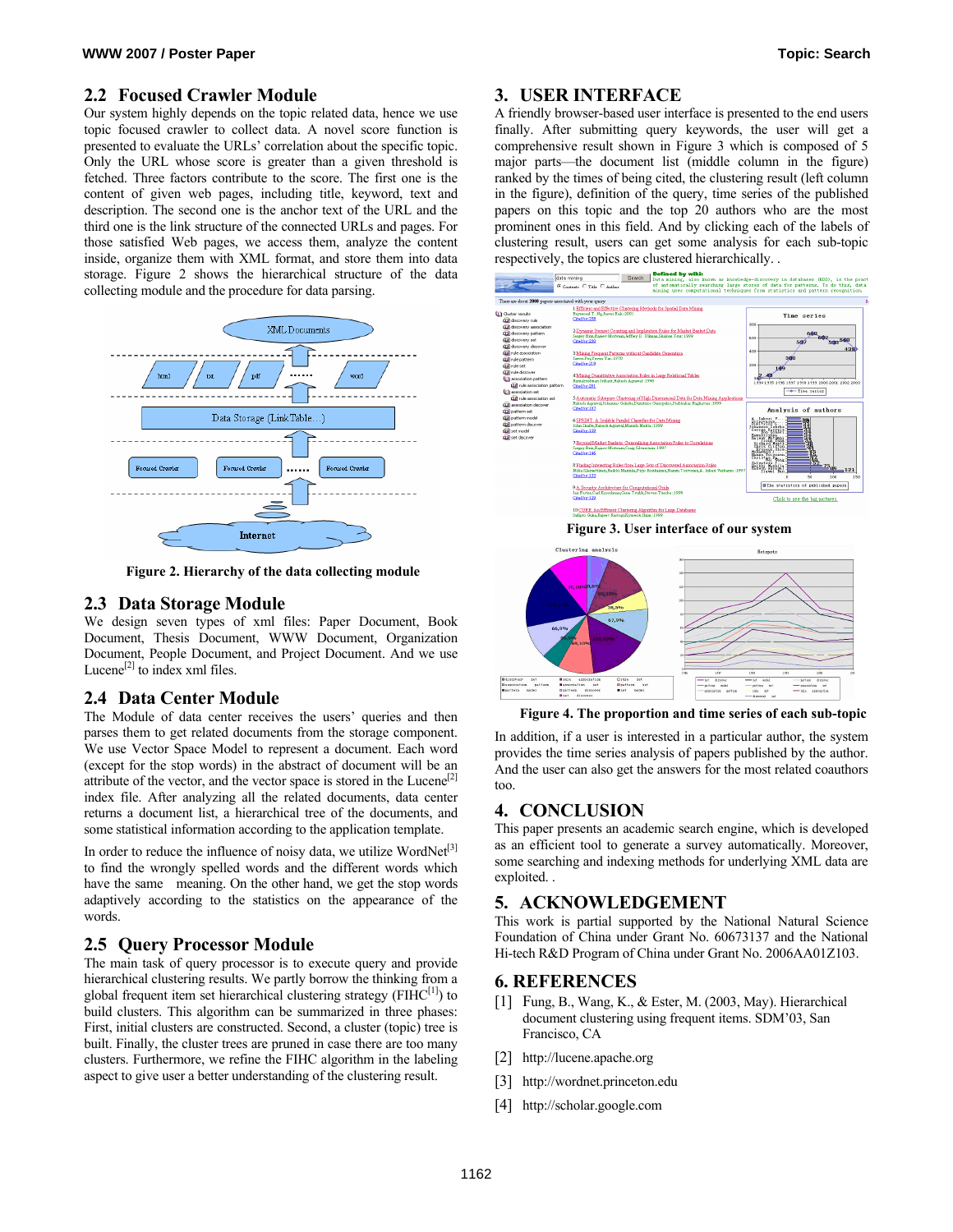## 2.2 Focused Crawler Module

Our system highly depends on the topic related data, hence we use topic focused crawler to collect data. A novel score function is presented to evaluate the URLs' correlation about the specific topic. Only the URL whose score is greater than a given threshold is fetched. Three factors contribute to the score. The first one is the content of given web pages, including title, keyword, text and description. The second one is the anchor text of the URL and the third one is the link structure of the connected URLs and pages. For those satisfied Web pages, we access them, analyze the content inside, organize them with XML format, and store them into data storage. Figure 2 shows the hierarchical structure of the data collecting module and the procedure for data parsing.

XML Documents

html DL pdf ...... word

Data Storage (LinkTable...)

Focused Crawler Focused Crawler ...... Focused Crawler

Internet

**Figure 2. Hierarchy of the data collecting module**

## 2.3 Data Storage Module

We design seven types of xml files: Paper Document, Book Document, Thesis Document, WWW Document, Organization Document, People Document, and Project Document. And we use Lucene[2] to index xml files.

## 2.4 Data Center Module

The Module of data center receives the users' queries and then parses them to get related documents from the storage component. We use Vector Space Model to represent a document. Each word (except for the stop words) in the abstract of document will be an attribute of the vector, and the vector space is stored in the Lucene[2] index file. After analyzing all the related documents, data center returns a document list, a hierarchical tree of the documents, and some statistical information according to the application template.

In order to reduce the influence of noisy data, we utilize WordNet[3] to find the wrongly spelled words and the different words which have the same meaning. On the other hand, we get the stop words adaptively according to the statistics on the appearance of the words.

## 2.5 Query Processor Module

The main task of query processor is to execute query and provide hierarchical clustering results. We partly borrow the thinking from a global frequent item set hierarchical clustering strategy (FIHC[1]) to build clusters. This algorithm can be summarized in three phases: First, initial clusters are constructed. Second, a cluster (topic) tree is built. Finally, the cluster trees are pruned in case there are too many clusters. Furthermore, we refine the FIHC algorithm in the labeling aspect to give user a better understanding of the clustering result.

# 3. USER INTERFACE

A friendly browser-based user interface is presented to the end users finally. After submitting query keywords, the user will get a comprehensive result shown in Figure 3 which is composed of 5 major parts—the document list (middle column in the figure) ranked by the times of being cited, the clustering result (left column in the figure), definition of the query, time series of the published papers on this topic and the top 20 authors who are the most prominent ones in this field. And by clicking each of the labels of clustering result, users can get some analysis for each sub-topic respectively, the topics are clustered hierarchically. .

**Figure 3. User interface of our system**

**Figure 4. The proportion and time series of each sub-topic**

In addition, if a user is interested in a particular author, the system provides the time series analysis of papers published by the author. And the user can also get the answers for the most related coauthors too.

# 4. CONCLUSION

This paper presents an academic search engine, which is developed as an efficient tool to generate a survey automatically. Moreover, some searching and indexing methods for underlying XML data are exploited. .

# 5. ACKNOWLEDGEMENT

This work is partial supported by the National Natural Science Foundation of China under Grant No. 60673137 and the National Hi-tech R&D Program of China under Grant No. 2006AA01Z103.

# 6. REFERENCES

[1] Fung, B., Wang, K., & Ester, M. (2003, May). Hierarchical document clustering using frequent items. SDM'03, San Francisco, CA

[2] http://lucene.apache.org

[3] http://wordnet.princeton.edu

[4] http://scholar.google.com